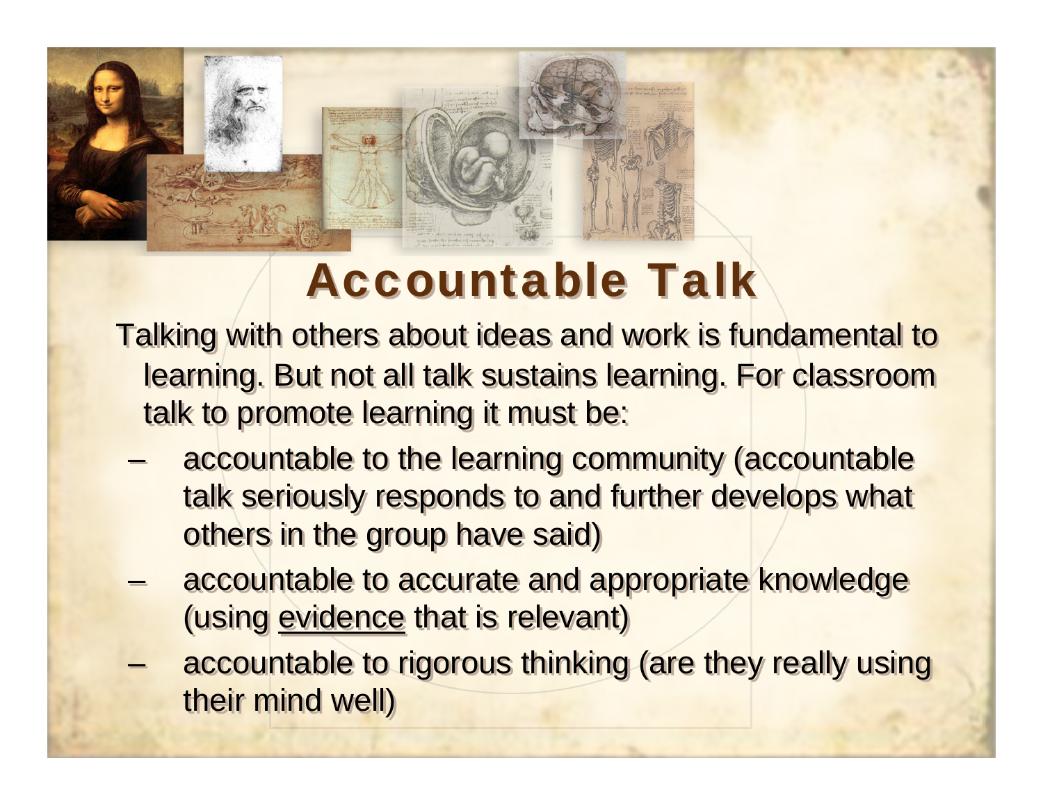# Accountable Talk

Talking with others about ideas and work is fundamental to learning. But not all talk sustains learning. For classroom talk to promote learning it must be:

- accountable to the learning community (accountable talk seriously responds to and further develops what others in the group have said)
- accountable to accurate and appropriate knowledge (using <u>evidence</u> that is relevant)
- accountable to rigorous thinking (are they really using their mind well)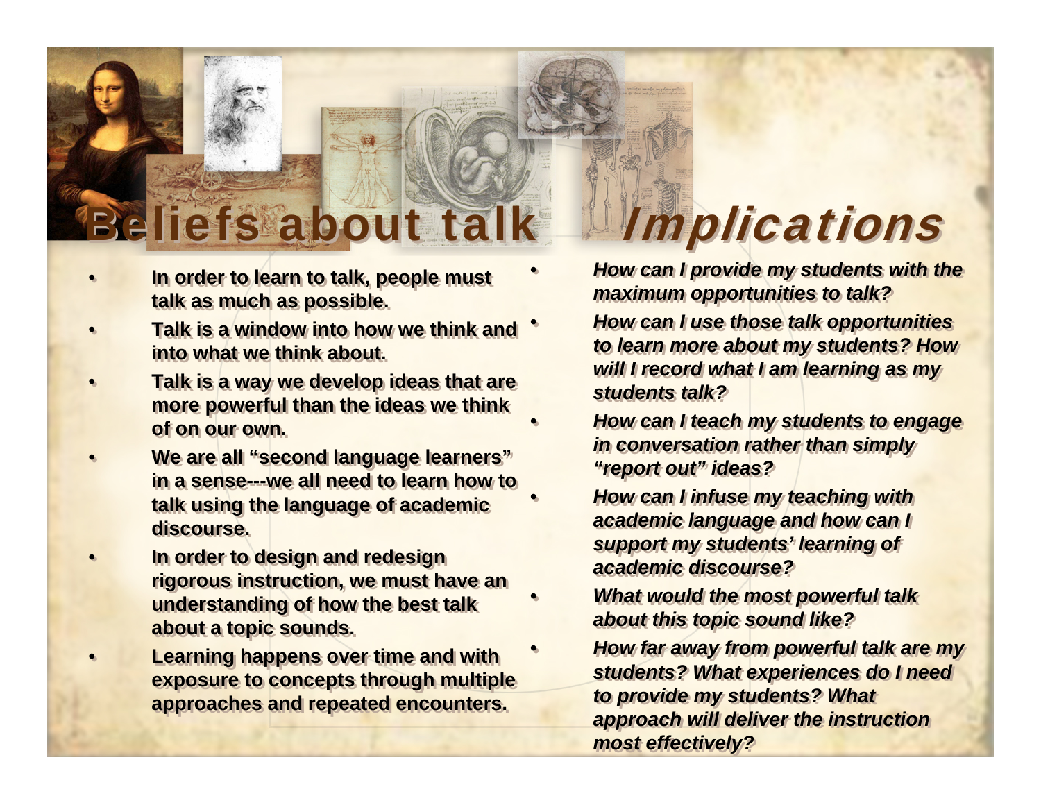# Beliefs about talk

- **In order to learn to talk, people must talk as much as possible.**
- **Talk is a window into how we think and into what we think about.**
- **Talk is a way we develop ideas that are more powerful than the ideas we think of on our own.**
- **We are all "second language learners" in a sense---we all need to learn how to talk using the language of academic discourse.**
- **In order to design and redesign rigorous instruction, we must have an understanding of how the best talk about a topic sounds.**
- **Learning happens over time and with exposure to concepts through multiple approaches and repeated encounters.**

# *Implications*

- ***How can I provide my students with the maximum opportunities to talk?***
- ***How can I use those talk opportunities to learn more about my students? How will I record what I am learning as my students talk?***
- ***How can I teach my students to engage in conversation rather than simply "report out" ideas?***
- ***How can I infuse my teaching with academic language and how can I support my students' learning of academic discourse?***
- ***What would the most powerful talk about this topic sound like?***
- ***How far away from powerful talk are my students? What experiences do I need to provide my students? What approach will deliver the instruction most effectively?***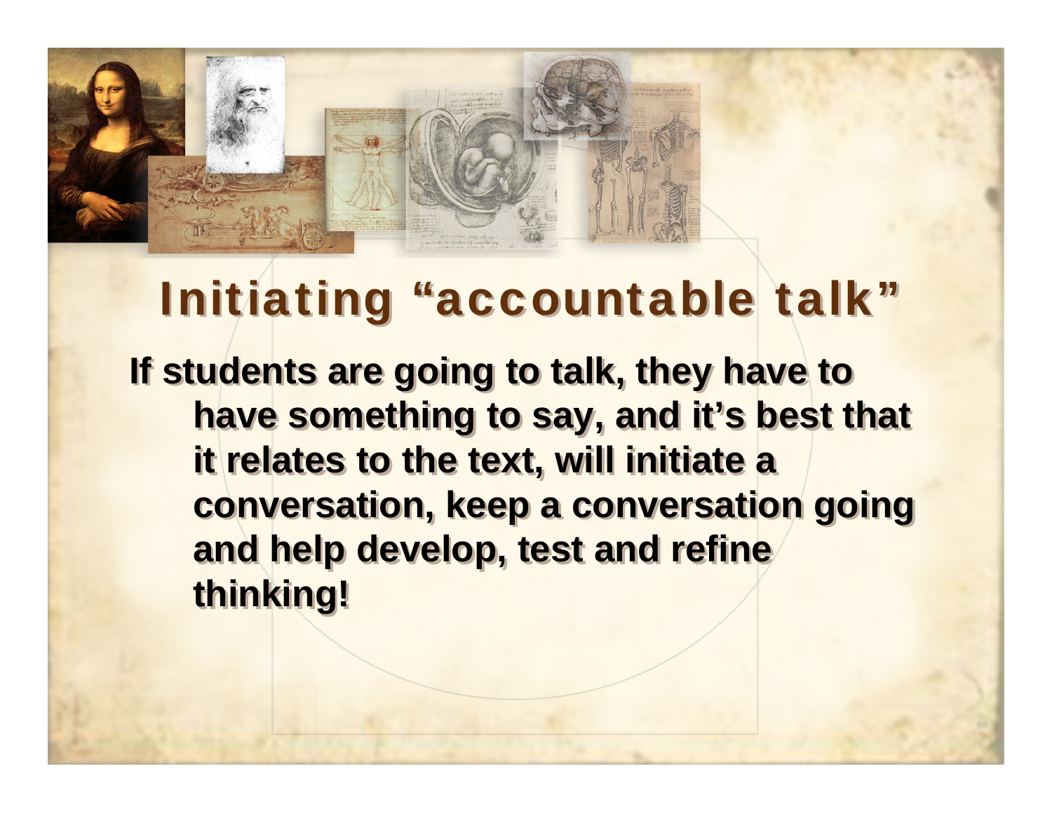# Initiating "accountable talk"

If students are going to talk, they have to have something to say, and it's best that it relates to the text, will initiate a conversation, keep a conversation going and help develop, test and refine thinking!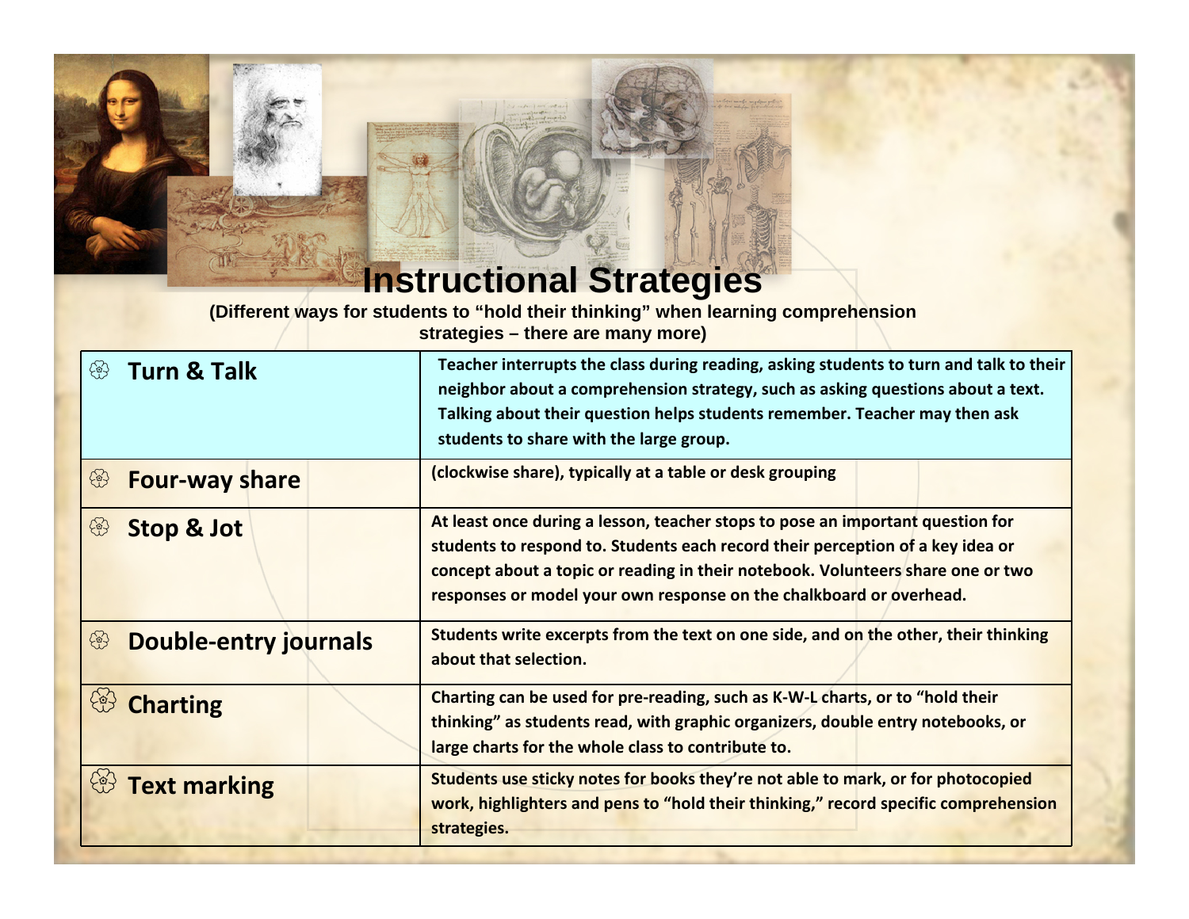# Instructional Strategies

**(Different ways for students to "hold their thinking" when learning comprehension strategies – there are many more)**

| Strategy | Description |
|---|---|
| **Turn & Talk** | Teacher interrupts the class during reading, asking students to turn and talk to their neighbor about a comprehension strategy, such as asking questions about a text. Talking about their question helps students remember. Teacher may then ask students to share with the large group. |
| **Four-way share** | (clockwise share), typically at a table or desk grouping |
| **Stop & Jot** | At least once during a lesson, teacher stops to pose an important question for students to respond to. Students each record their perception of a key idea or concept about a topic or reading in their notebook. Volunteers share one or two responses or model your own response on the chalkboard or overhead. |
| **Double-entry journals** | Students write excerpts from the text on one side, and on the other, their thinking about that selection. |
| **Charting** | Charting can be used for pre-reading, such as K-W-L charts, or to "hold their thinking" as students read, with graphic organizers, double entry notebooks, or large charts for the whole class to contribute to. |
| **Text marking** | Students use sticky notes for books they're not able to mark, or for photocopied work, highlighters and pens to "hold their thinking," record specific comprehension strategies. |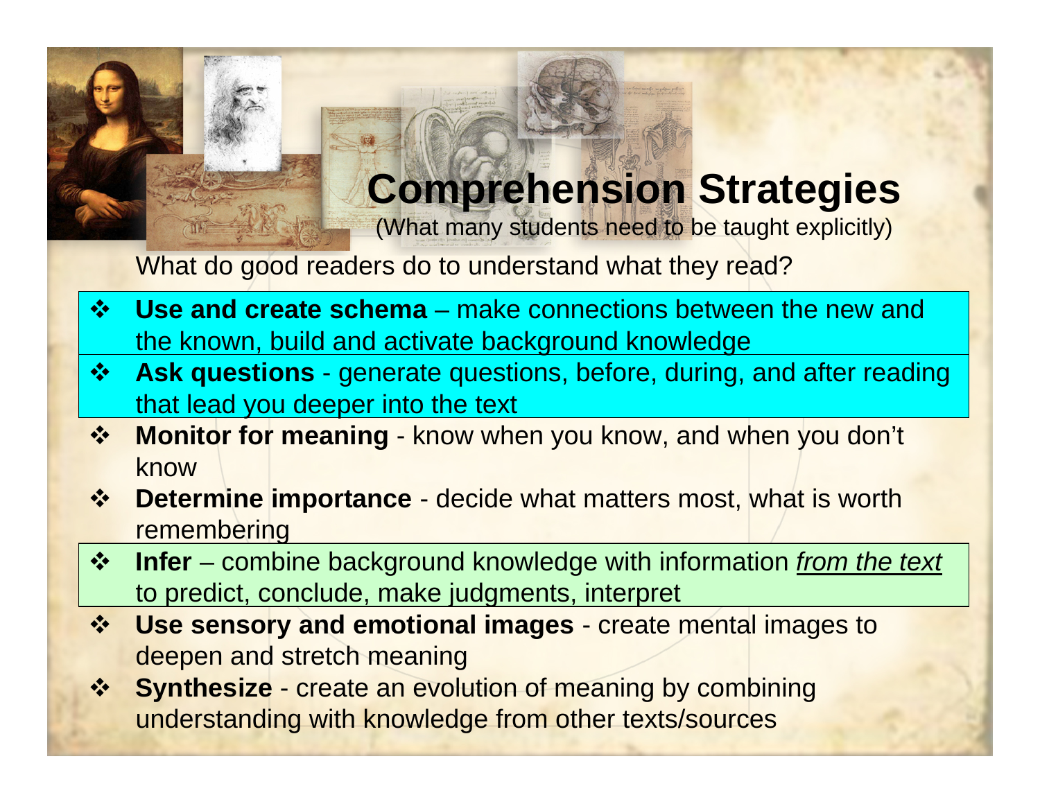# Comprehension Strategies

(What many students need to be taught explicitly)

What do good readers do to understand what they read?

- **Use and create schema** – make connections between the new and the known, build and activate background knowledge
- **Ask questions** - generate questions, before, during, and after reading that lead you deeper into the text
- **Monitor for meaning** - know when you know, and when you don't know
- **Determine importance** - decide what matters most, what is worth remembering
- **Infer** – combine background knowledge with information *from the text* to predict, conclude, make judgments, interpret
- **Use sensory and emotional images** - create mental images to deepen and stretch meaning
- **Synthesize** - create an evolution of meaning by combining understanding with knowledge from other texts/sources